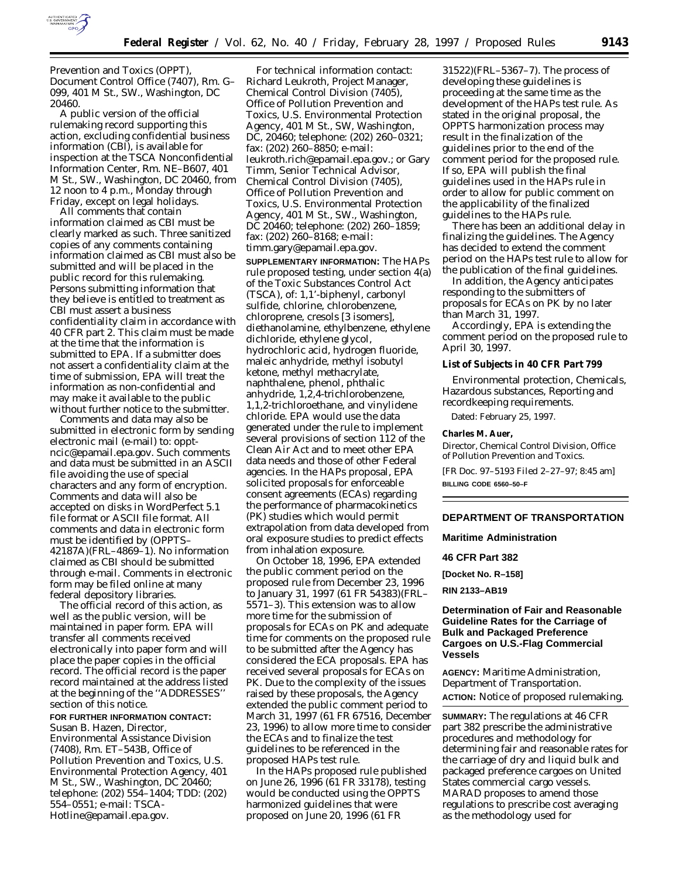Prevention and Toxics (OPPT), Document Control Office (7407), Rm. G–099, 401 M St., SW., Washington, DC 20460.

A public version of the official rulemaking record supporting this action, excluding confidential business information (CBI), is available for inspection at the TSCA Nonconfidential Information Center, Rm. NE–B607, 401 M St., SW., Washington, DC 20460, from 12 noon to 4 p.m., Monday through Friday, except on legal holidays.

All comments that contain information claimed as CBI must be clearly marked as such. Three sanitized copies of any comments containing information claimed as CBI must also be submitted and will be placed in the public record for this rulemaking. Persons submitting information that they believe is entitled to treatment as CBI must assert a business confidentiality claim in accordance with 40 CFR part 2. This claim must be made at the time that the information is submitted to EPA. If a submitter does not assert a confidentiality claim at the time of submission, EPA will treat the information as non-confidential and may make it available to the public without further notice to the submitter.

Comments and data may also be submitted in electronic form by sending electronic mail (e-mail) to: oppt-ncic@epamail.epa.gov. Such comments and data must be submitted in an ASCII file avoiding the use of special characters and any form of encryption. Comments and data will also be accepted on disks in WordPerfect 5.1 file format or ASCII file format. All comments and data in electronic form must be identified by (OPPTS–42187A)(FRL–4869–1). No information claimed as CBI should be submitted through e-mail. Comments in electronic form may be filed online at many federal depository libraries.

The official record of this action, as well as the public version, will be maintained in paper form. EPA will transfer all comments received electronically into paper form and will place the paper copies in the official record. The official record is the paper record maintained at the address listed at the beginning of the ''ADDRESSES'' section of this notice.

**FOR FURTHER INFORMATION CONTACT:** Susan B. Hazen, Director, Environmental Assistance Division (7408), Rm. ET–543B, Office of Pollution Prevention and Toxics, U.S. Environmental Protection Agency, 401 M St., SW., Washington, DC 20460; telephone: (202) 554–1404; TDD: (202) 554–0551; e-mail: TSCA-Hotline@epamail.epa.gov.

For technical information contact: Richard Leukroth, Project Manager, Chemical Control Division (7405), Office of Pollution Prevention and Toxics, U.S. Environmental Protection Agency, 401 M St., SW, Washington, DC, 20460; telephone: (202) 260–0321; fax: (202) 260–8850; e-mail: leukroth.rich@epamail.epa.gov.; or Gary Timm, Senior Technical Advisor, Chemical Control Division (7405), Office of Pollution Prevention and Toxics, U.S. Environmental Protection Agency, 401 M St., SW., Washington, DC 20460; telephone: (202) 260–1859; fax: (202) 260–8168; e-mail: timm.gary@epamail.epa.gov.

**SUPPLEMENTARY INFORMATION:** The HAPs rule proposed testing, under section 4(a) of the Toxic Substances Control Act (TSCA), of: 1,1'-biphenyl, carbonyl sulfide, chlorine, chlorobenzene, chloroprene, cresols [3 isomers], diethanolamine, ethylbenzene, ethylene dichloride, ethylene glycol, hydrochloric acid, hydrogen fluoride, maleic anhydride, methyl isobutyl ketone, methyl methacrylate, naphthalene, phenol, phthalic anhydride, 1,2,4-trichlorobenzene, 1,1,2-trichloroethane, and vinylidene chloride. EPA would use the data generated under the rule to implement several provisions of section 112 of the Clean Air Act and to meet other EPA data needs and those of other Federal agencies. In the HAPs proposal, EPA solicited proposals for enforceable consent agreements (ECAs) regarding the performance of pharmacokinetics (PK) studies which would permit extrapolation from data developed from oral exposure studies to predict effects from inhalation exposure.

On October 18, 1996, EPA extended the public comment period on the proposed rule from December 23, 1996 to January 31, 1997 (61 FR 54383)(FRL–5571–3). This extension was to allow more time for the submission of proposals for ECAs on PK and adequate time for comments on the proposed rule to be submitted after the Agency has considered the ECA proposals. EPA has received several proposals for ECAs on PK. Due to the complexity of the issues raised by these proposals, the Agency extended the public comment period to March 31, 1997 (61 FR 67516, December 23, 1996) to allow more time to consider the ECAs and to finalize the test guidelines to be referenced in the proposed HAPs test rule.

In the HAPs proposed rule published on June 26, 1996 (61 FR 33178), testing would be conducted using the OPPTS harmonized guidelines that were proposed on June 20, 1996 (61 FR 31522)(FRL–5367–7). The process of developing these guidelines is proceeding at the same time as the development of the HAPs test rule. As stated in the original proposal, the OPPTS harmonization process may result in the finalization of the guidelines prior to the end of the comment period for the proposed rule. If so, EPA will publish the final guidelines used in the HAPs rule in order to allow for public comment on the applicability of the finalized guidelines to the HAPs rule.

There has been an additional delay in finalizing the guidelines. The Agency has decided to extend the comment period on the HAPs test rule to allow for the publication of the final guidelines.

In addition, the Agency anticipates responding to the submitters of proposals for ECAs on PK by no later than March 31, 1997.

Accordingly, EPA is extending the comment period on the proposed rule to April 30, 1997.

**List of Subjects in 40 CFR Part 799**

Environmental protection, Chemicals, Hazardous substances, Reporting and recordkeeping requirements.

Dated: February 25, 1997.

**Charles M. Auer,**

*Director, Chemical Control Division, Office of Pollution Prevention and Toxics.*

[FR Doc. 97–5193 Filed 2–27–97; 8:45 am]

**BILLING CODE 6560–50–F**

---

## DEPARTMENT OF TRANSPORTATION

### Maritime Administration

### 46 CFR Part 382

**[Docket No. R–158]**

**RIN 2133–AB19**

### Determination of Fair and Reasonable Guideline Rates for the Carriage of Bulk and Packaged Preference Cargoes on U.S.-Flag Commercial Vessels

**AGENCY:** Maritime Administration, Department of Transportation.

**ACTION:** Notice of proposed rulemaking.

**SUMMARY:** The regulations at 46 CFR part 382 prescribe the administrative procedures and methodology for determining fair and reasonable rates for the carriage of dry and liquid bulk and packaged preference cargoes on United States commercial cargo vessels. MARAD proposes to amend those regulations to prescribe cost averaging as the methodology used for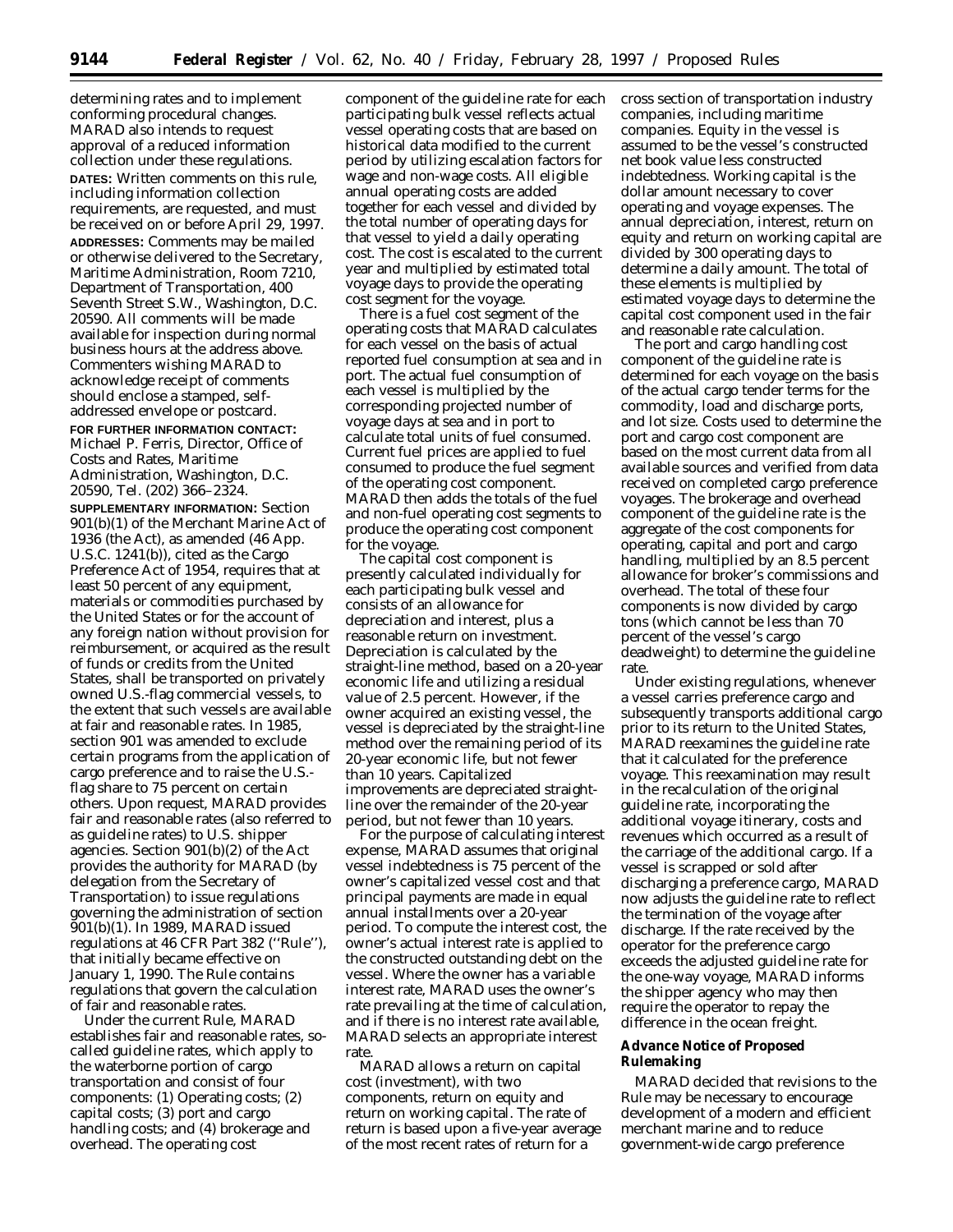determining rates and to implement conforming procedural changes. MARAD also intends to request approval of a reduced information collection under these regulations.

**DATES:** Written comments on this rule, including information collection requirements, are requested, and must be received on or before April 29, 1997.

**ADDRESSES:** Comments may be mailed or otherwise delivered to the Secretary, Maritime Administration, Room 7210, Department of Transportation, 400 Seventh Street S.W., Washington, D.C. 20590. All comments will be made available for inspection during normal business hours at the address above. Commenters wishing MARAD to acknowledge receipt of comments should enclose a stamped, self-addressed envelope or postcard.

**FOR FURTHER INFORMATION CONTACT:** Michael P. Ferris, Director, Office of Costs and Rates, Maritime Administration, Washington, D.C. 20590, Tel. (202) 366–2324.

**SUPPLEMENTARY INFORMATION:** Section 901(b)(1) of the Merchant Marine Act of 1936 (the Act), as amended (46 App. U.S.C. 1241(b)), cited as the Cargo Preference Act of 1954, requires that at least 50 percent of any equipment, materials or commodities purchased by the United States or for the account of any foreign nation without provision for reimbursement, or acquired as the result of funds or credits from the United States, shall be transported on privately owned U.S.-flag commercial vessels, to the extent that such vessels are available at fair and reasonable rates. In 1985, section 901 was amended to exclude certain programs from the application of cargo preference and to raise the U.S.-flag share to 75 percent on certain others. Upon request, MARAD provides fair and reasonable rates (also referred to as guideline rates) to U.S. shipper agencies. Section 901(b)(2) of the Act provides the authority for MARAD (by delegation from the Secretary of Transportation) to issue regulations governing the administration of section 901(b)(1). In 1989, MARAD issued regulations at 46 CFR Part 382 (''Rule''), that initially became effective on January 1, 1990. The Rule contains regulations that govern the calculation of fair and reasonable rates.

Under the current Rule, MARAD establishes fair and reasonable rates, so-called guideline rates, which apply to the waterborne portion of cargo transportation and consist of four components: (1) Operating costs; (2) capital costs; (3) port and cargo handling costs; and (4) brokerage and overhead. The operating cost component of the guideline rate for each participating bulk vessel reflects actual vessel operating costs that are based on historical data modified to the current period by utilizing escalation factors for wage and non-wage costs. All eligible annual operating costs are added together for each vessel and divided by the total number of operating days for that vessel to yield a daily operating cost. The cost is escalated to the current year and multiplied by estimated total voyage days to provide the operating cost segment for the voyage.

There is a fuel cost segment of the operating costs that MARAD calculates for each vessel on the basis of actual reported fuel consumption at sea and in port. The actual fuel consumption of each vessel is multiplied by the corresponding projected number of voyage days at sea and in port to calculate total units of fuel consumed. Current fuel prices are applied to fuel consumed to produce the fuel segment of the operating cost component. MARAD then adds the totals of the fuel and non-fuel operating cost segments to produce the operating cost component for the voyage.

The capital cost component is presently calculated individually for each participating bulk vessel and consists of an allowance for depreciation and interest, plus a reasonable return on investment. Depreciation is calculated by the straight-line method, based on a 20-year economic life and utilizing a residual value of 2.5 percent. However, if the owner acquired an existing vessel, the vessel is depreciated by the straight-line method over the remaining period of its 20-year economic life, but not fewer than 10 years. Capitalized improvements are depreciated straight-line over the remainder of the 20-year period, but not fewer than 10 years.

For the purpose of calculating interest expense, MARAD assumes that original vessel indebtedness is 75 percent of the owner's capitalized vessel cost and that principal payments are made in equal annual installments over a 20-year period. To compute the interest cost, the owner's actual interest rate is applied to the constructed outstanding debt on the vessel. Where the owner has a variable interest rate, MARAD uses the owner's rate prevailing at the time of calculation, and if there is no interest rate available, MARAD selects an appropriate interest rate.

MARAD allows a return on capital cost (investment), with two components, return on equity and return on working capital. The rate of return is based upon a five-year average of the most recent rates of return for a cross section of transportation industry companies, including maritime companies. Equity in the vessel is assumed to be the vessel's constructed net book value less constructed indebtedness. Working capital is the dollar amount necessary to cover operating and voyage expenses. The annual depreciation, interest, return on equity and return on working capital are divided by 300 operating days to determine a daily amount. The total of these elements is multiplied by estimated voyage days to determine the capital cost component used in the fair and reasonable rate calculation.

The port and cargo handling cost component of the guideline rate is determined for each voyage on the basis of the actual cargo tender terms for the commodity, load and discharge ports, and lot size. Costs used to determine the port and cargo cost component are based on the most current data from all available sources and verified from data received on completed cargo preference voyages. The brokerage and overhead component of the guideline rate is the aggregate of the cost components for operating, capital and port and cargo handling, multiplied by an 8.5 percent allowance for broker's commissions and overhead. The total of these four components is now divided by cargo tons (which cannot be less than 70 percent of the vessel's cargo deadweight) to determine the guideline rate.

Under existing regulations, whenever a vessel carries preference cargo and subsequently transports additional cargo prior to its return to the United States, MARAD reexamines the guideline rate that it calculated for the preference voyage. This reexamination may result in the recalculation of the original guideline rate, incorporating the additional voyage itinerary, costs and revenues which occurred as a result of the carriage of the additional cargo. If a vessel is scrapped or sold after discharging a preference cargo, MARAD now adjusts the guideline rate to reflect the termination of the voyage after discharge. If the rate received by the operator for the preference cargo exceeds the adjusted guideline rate for the one-way voyage, MARAD informs the shipper agency who may then require the operator to repay the difference in the ocean freight.

**Advance Notice of Proposed Rulemaking**

MARAD decided that revisions to the Rule may be necessary to encourage development of a modern and efficient merchant marine and to reduce government-wide cargo preference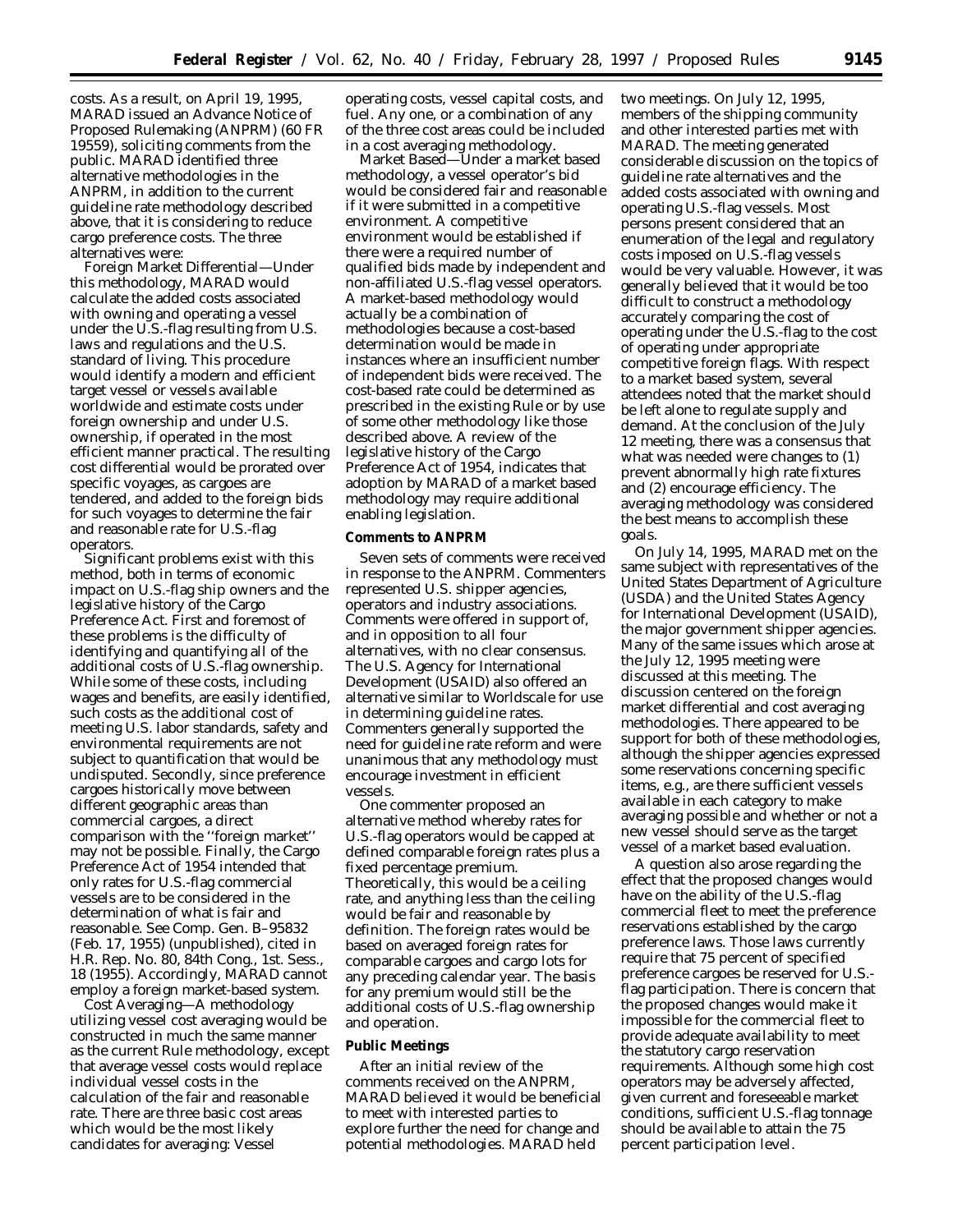costs. As a result, on April 19, 1995, MARAD issued an Advance Notice of Proposed Rulemaking (ANPRM) (60 FR 19559), soliciting comments from the public. MARAD identified three alternative methodologies in the ANPRM, in addition to the current guideline rate methodology described above, that it is considering to reduce cargo preference costs. The three alternatives were:

*Foreign Market Differential*—Under this methodology, MARAD would calculate the added costs associated with owning and operating a vessel under the U.S.-flag resulting from U.S. laws and regulations and the U.S. standard of living. This procedure would identify a modern and efficient target vessel or vessels available worldwide and estimate costs under foreign ownership and under U.S. ownership, if operated in the most efficient manner practical. The resulting cost differential would be prorated over specific voyages, as cargoes are tendered, and added to the foreign bids for such voyages to determine the fair and reasonable rate for U.S.-flag operators.

Significant problems exist with this method, both in terms of economic impact on U.S.-flag ship owners and the legislative history of the Cargo Preference Act. First and foremost of these problems is the difficulty of identifying and quantifying all of the additional costs of U.S.-flag ownership. While some of these costs, including wages and benefits, are easily identified, such costs as the additional cost of meeting U.S. labor standards, safety and environmental requirements are not subject to quantification that would be undisputed. Secondly, since preference cargoes historically move between different geographic areas than commercial cargoes, a direct comparison with the ''foreign market'' may not be possible. Finally, the Cargo Preference Act of 1954 intended that only rates for U.S.-flag commercial vessels are to be considered in the determination of what is fair and reasonable. See Comp. Gen. B–95832 (Feb. 17, 1955) (unpublished), cited in H.R. Rep. No. 80, 84th Cong., 1st. Sess., 18 (1955). Accordingly, MARAD cannot employ a foreign market-based system.

*Cost Averaging*—A methodology utilizing vessel cost averaging would be constructed in much the same manner as the current Rule methodology, except that average vessel costs would replace individual vessel costs in the calculation of the fair and reasonable rate. There are three basic cost areas which would be the most likely candidates for averaging: Vessel operating costs, vessel capital costs, and fuel. Any one, or a combination of any of the three cost areas could be included in a cost averaging methodology.

*Market Based*—Under a market based methodology, a vessel operator's bid would be considered fair and reasonable if it were submitted in a competitive environment. A competitive environment would be established if there were a required number of qualified bids made by independent and non-affiliated U.S.-flag vessel operators. A market-based methodology would actually be a combination of methodologies because a cost-based determination would be made in instances where an insufficient number of independent bids were received. The cost-based rate could be determined as prescribed in the existing Rule or by use of some other methodology like those described above. A review of the legislative history of the Cargo Preference Act of 1954, indicates that adoption by MARAD of a market based methodology may require additional enabling legislation.

**Comments to ANPRM**

Seven sets of comments were received in response to the ANPRM. Commenters represented U.S. shipper agencies, operators and industry associations. Comments were offered in support of, and in opposition to all four alternatives, with no clear consensus. The U.S. Agency for International Development (USAID) also offered an alternative similar to Worldscale for use in determining guideline rates. Commenters generally supported the need for guideline rate reform and were unanimous that any methodology must encourage investment in efficient vessels.

One commenter proposed an alternative method whereby rates for U.S.-flag operators would be capped at defined comparable foreign rates plus a fixed percentage premium. Theoretically, this would be a ceiling rate, and anything less than the ceiling would be fair and reasonable by definition. The foreign rates would be based on averaged foreign rates for comparable cargoes and cargo lots for any preceding calendar year. The basis for any premium would still be the additional costs of U.S.-flag ownership and operation.

**Public Meetings**

After an initial review of the comments received on the ANPRM, MARAD believed it would be beneficial to meet with interested parties to explore further the need for change and potential methodologies. MARAD held two meetings. On July 12, 1995, members of the shipping community and other interested parties met with MARAD. The meeting generated considerable discussion on the topics of guideline rate alternatives and the added costs associated with owning and operating U.S.-flag vessels. Most persons present considered that an enumeration of the legal and regulatory costs imposed on U.S.-flag vessels would be very valuable. However, it was generally believed that it would be too difficult to construct a methodology accurately comparing the cost of operating under the U.S.-flag to the cost of operating under appropriate competitive foreign flags. With respect to a market based system, several attendees noted that the market should be left alone to regulate supply and demand. At the conclusion of the July 12 meeting, there was a consensus that what was needed were changes to (1) prevent abnormally high rate fixtures and (2) encourage efficiency. The averaging methodology was considered the best means to accomplish these goals.

On July 14, 1995, MARAD met on the same subject with representatives of the United States Department of Agriculture (USDA) and the United States Agency for International Development (USAID), the major government shipper agencies. Many of the same issues which arose at the July 12, 1995 meeting were discussed at this meeting. The discussion centered on the foreign market differential and cost averaging methodologies. There appeared to be support for both of these methodologies, although the shipper agencies expressed some reservations concerning specific items, e.g., are there sufficient vessels available in each category to make averaging possible and whether or not a new vessel should serve as the target vessel of a market based evaluation.

A question also arose regarding the effect that the proposed changes would have on the ability of the U.S.-flag commercial fleet to meet the preference reservations established by the cargo preference laws. Those laws currently require that 75 percent of specified preference cargoes be reserved for U.S.-flag participation. There is concern that the proposed changes would make it impossible for the commercial fleet to provide adequate availability to meet the statutory cargo reservation requirements. Although some high cost operators may be adversely affected, given current and foreseeable market conditions, sufficient U.S.-flag tonnage should be available to attain the 75 percent participation level.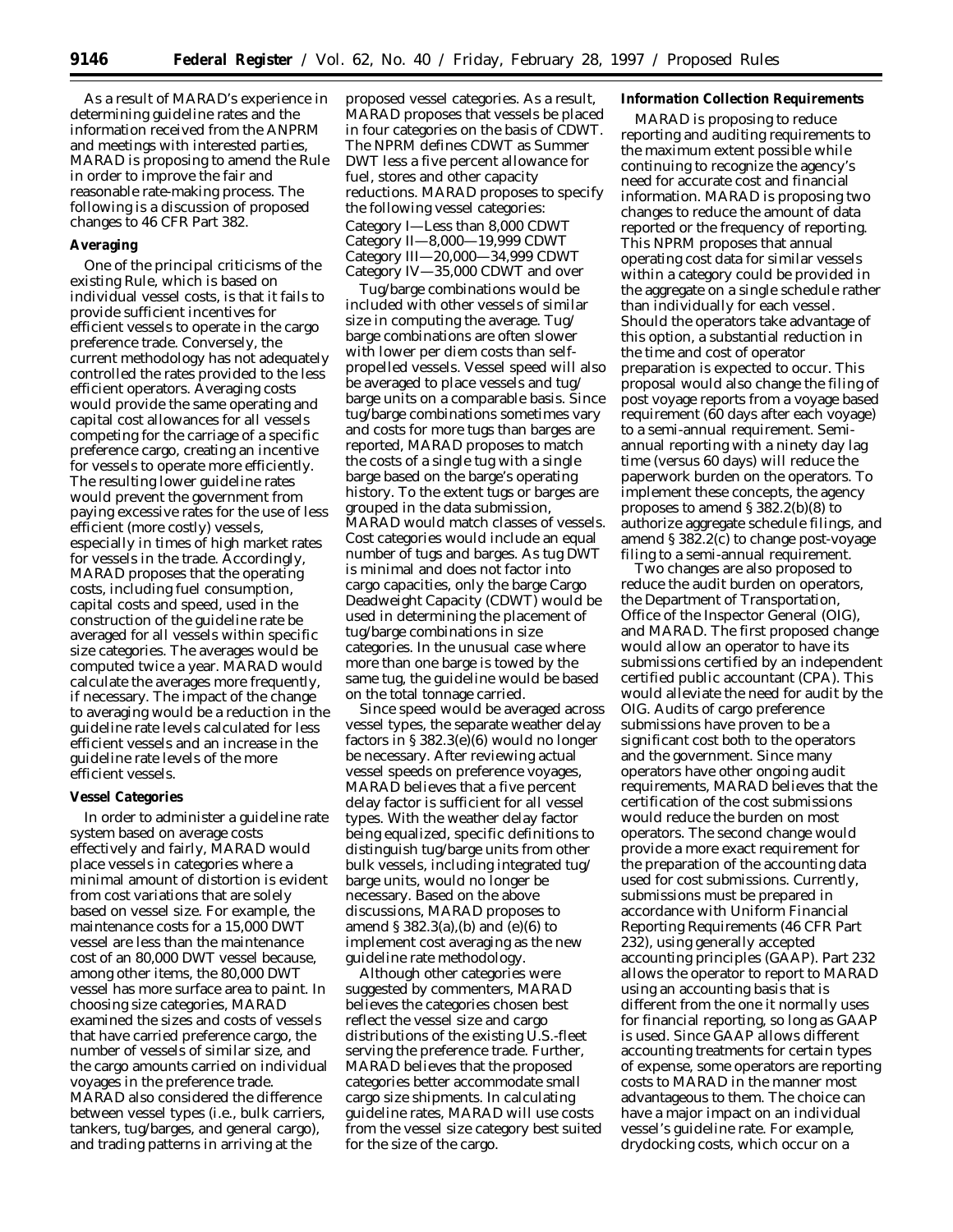As a result of MARAD's experience in determining guideline rates and the information received from the ANPRM and meetings with interested parties, MARAD is proposing to amend the Rule in order to improve the fair and reasonable rate-making process. The following is a discussion of proposed changes to 46 CFR Part 382.

**Averaging**

One of the principal criticisms of the existing Rule, which is based on individual vessel costs, is that it fails to provide sufficient incentives for efficient vessels to operate in the cargo preference trade. Conversely, the current methodology has not adequately controlled the rates provided to the less efficient operators. Averaging costs would provide the same operating and capital cost allowances for all vessels competing for the carriage of a specific preference cargo, creating an incentive for vessels to operate more efficiently. The resulting lower guideline rates would prevent the government from paying excessive rates for the use of less efficient (more costly) vessels, especially in times of high market rates for vessels in the trade. Accordingly, MARAD proposes that the operating costs, including fuel consumption, capital costs and speed, used in the construction of the guideline rate be averaged for all vessels within specific size categories. The averages would be computed twice a year. MARAD would calculate the averages more frequently, if necessary. The impact of the change to averaging would be a reduction in the guideline rate levels calculated for less efficient vessels and an increase in the guideline rate levels of the more efficient vessels.

**Vessel Categories**

In order to administer a guideline rate system based on average costs effectively and fairly, MARAD would place vessels in categories where a minimal amount of distortion is evident from cost variations that are solely based on vessel size. For example, the maintenance costs for a 15,000 DWT vessel are less than the maintenance cost of an 80,000 DWT vessel because, among other items, the 80,000 DWT vessel has more surface area to paint. In choosing size categories, MARAD examined the sizes and costs of vessels that have carried preference cargo, the number of vessels of similar size, and the cargo amounts carried on individual voyages in the preference trade. MARAD also considered the difference between vessel types (i.e., bulk carriers, tankers, tug/barges, and general cargo), and trading patterns in arriving at the proposed vessel categories. As a result, MARAD proposes that vessels be placed in four categories on the basis of CDWT. The NPRM defines CDWT as Summer DWT less a five percent allowance for fuel, stores and other capacity reductions. MARAD proposes to specify the following vessel categories:

Category I—Less than 8,000 CDWT
Category II—8,000—19,999 CDWT
Category III—20,000—34,999 CDWT
Category IV—35,000 CDWT and over

Tug/barge combinations would be included with other vessels of similar size in computing the average. Tug/barge combinations are often slower with lower per diem costs than self-propelled vessels. Vessel speed will also be averaged to place vessels and tug/barge units on a comparable basis. Since tug/barge combinations sometimes vary and costs for more tugs than barges are reported, MARAD proposes to match the costs of a single tug with a single barge based on the barge's operating history. To the extent tugs or barges are grouped in the data submission, MARAD would match classes of vessels. Cost categories would include an equal number of tugs and barges. As tug DWT is minimal and does not factor into cargo capacities, only the barge Cargo Deadweight Capacity (CDWT) would be used in determining the placement of tug/barge combinations in size categories. In the unusual case where more than one barge is towed by the same tug, the guideline would be based on the total tonnage carried.

Since speed would be averaged across vessel types, the separate weather delay factors in § 382.3(e)(6) would no longer be necessary. After reviewing actual vessel speeds on preference voyages, MARAD believes that a five percent delay factor is sufficient for all vessel types. With the weather delay factor being equalized, specific definitions to distinguish tug/barge units from other bulk vessels, including integrated tug/barge units, would no longer be necessary. Based on the above discussions, MARAD proposes to amend § 382.3(a),(b) and (e)(6) to implement cost averaging as the new guideline rate methodology.

Although other categories were suggested by commenters, MARAD believes the categories chosen best reflect the vessel size and cargo distributions of the existing U.S.-fleet serving the preference trade. Further, MARAD believes that the proposed categories better accommodate small cargo size shipments. In calculating guideline rates, MARAD will use costs from the vessel size category best suited for the size of the cargo.

**Information Collection Requirements**

MARAD is proposing to reduce reporting and auditing requirements to the maximum extent possible while continuing to recognize the agency's need for accurate cost and financial information. MARAD is proposing two changes to reduce the amount of data reported or the frequency of reporting. This NPRM proposes that annual operating cost data for similar vessels within a category could be provided in the aggregate on a single schedule rather than individually for each vessel. Should the operators take advantage of this option, a substantial reduction in the time and cost of operator preparation is expected to occur. This proposal would also change the filing of post voyage reports from a voyage based requirement (60 days after each voyage) to a semi-annual requirement. Semi-annual reporting with a ninety day lag time (versus 60 days) will reduce the paperwork burden on the operators. To implement these concepts, the agency proposes to amend § 382.2(b)(8) to authorize aggregate schedule filings, and amend § 382.2(c) to change post-voyage filing to a semi-annual requirement.

Two changes are also proposed to reduce the audit burden on operators, the Department of Transportation, Office of the Inspector General (OIG), and MARAD. The first proposed change would allow an operator to have its submissions certified by an independent certified public accountant (CPA). This would alleviate the need for audit by the OIG. Audits of cargo preference submissions have proven to be a significant cost both to the operators and the government. Since many operators have other ongoing audit requirements, MARAD believes that the certification of the cost submissions would reduce the burden on most operators. The second change would provide a more exact requirement for the preparation of the accounting data used for cost submissions. Currently, submissions must be prepared in accordance with Uniform Financial Reporting Requirements (46 CFR Part 232), using generally accepted accounting principles (GAAP). Part 232 allows the operator to report to MARAD using an accounting basis that is different from the one it normally uses for financial reporting, so long as GAAP is used. Since GAAP allows different accounting treatments for certain types of expense, some operators are reporting costs to MARAD in the manner most advantageous to them. The choice can have a major impact on an individual vessel's guideline rate. For example, drydocking costs, which occur on a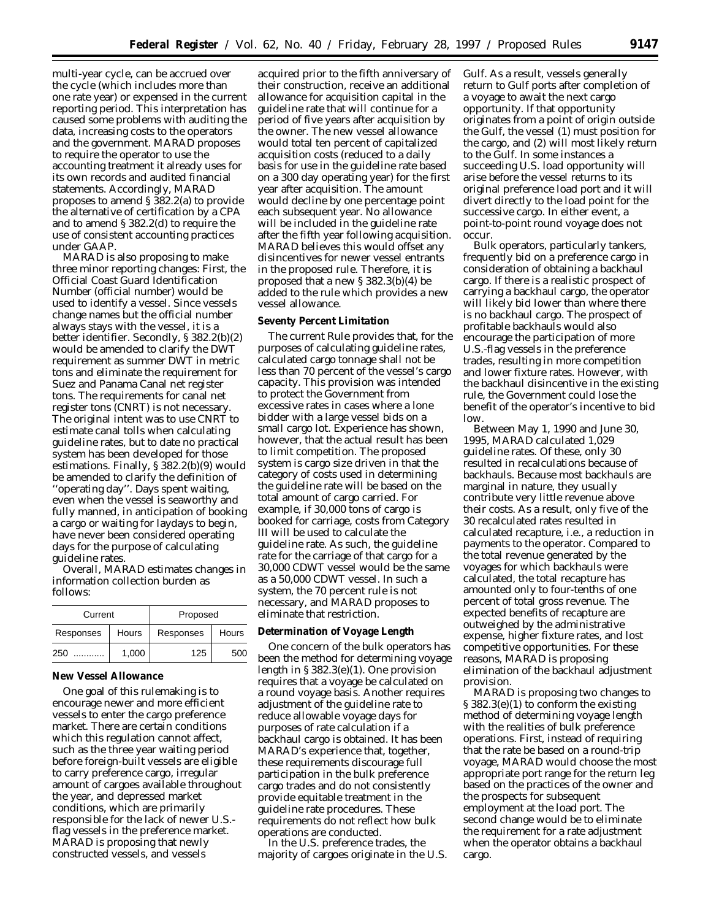multi-year cycle, can be accrued over the cycle (which includes more than one rate year) or expensed in the current reporting period. This interpretation has caused some problems with auditing the data, increasing costs to the operators and the government. MARAD proposes to require the operator to use the accounting treatment it already uses for its own records and audited financial statements. Accordingly, MARAD proposes to amend § 382.2(a) to provide the alternative of certification by a CPA and to amend § 382.2(d) to require the use of consistent accounting practices under GAAP.

MARAD is also proposing to make three minor reporting changes: First, the Official Coast Guard Identification Number (official number) would be used to identify a vessel. Since vessels change names but the official number always stays with the vessel, it is a better identifier. Secondly, § 382.2(b)(2) would be amended to clarify the DWT requirement as summer DWT in metric tons and eliminate the requirement for Suez and Panama Canal net register tons. The requirements for canal net register tons (CNRT) is not necessary. The original intent was to use CNRT to estimate canal tolls when calculating guideline rates, but to date no practical system has been developed for those estimations. Finally, § 382.2(b)(9) would be amended to clarify the definition of ''operating day''. Days spent waiting, even when the vessel is seaworthy and fully manned, in anticipation of booking a cargo or waiting for laydays to begin, have never been considered operating days for the purpose of calculating guideline rates.

Overall, MARAD estimates changes in information collection burden as follows:

| Current | | Proposed | |
|---|---|---|---|
| Responses | Hours | Responses | Hours |
| 250 ........... | 1,000 | 125 | 500 |

**New Vessel Allowance**

One goal of this rulemaking is to encourage newer and more efficient vessels to enter the cargo preference market. There are certain conditions which this regulation cannot affect, such as the three year waiting period before foreign-built vessels are eligible to carry preference cargo, irregular amount of cargoes available throughout the year, and depressed market conditions, which are primarily responsible for the lack of newer U.S.-flag vessels in the preference market. MARAD is proposing that newly constructed vessels, and vessels acquired prior to the fifth anniversary of their construction, receive an additional allowance for acquisition capital in the guideline rate that will continue for a period of five years after acquisition by the owner. The new vessel allowance would total ten percent of capitalized acquisition costs (reduced to a daily basis for use in the guideline rate based on a 300 day operating year) for the first year after acquisition. The amount would decline by one percentage point each subsequent year. No allowance will be included in the guideline rate after the fifth year following acquisition. MARAD believes this would offset any disincentives for newer vessel entrants in the proposed rule. Therefore, it is proposed that a new § 382.3(b)(4) be added to the rule which provides a new vessel allowance.

**Seventy Percent Limitation**

The current Rule provides that, for the purposes of calculating guideline rates, calculated cargo tonnage shall not be less than 70 percent of the vessel's cargo capacity. This provision was intended to protect the Government from excessive rates in cases where a lone bidder with a large vessel bids on a small cargo lot. Experience has shown, however, that the actual result has been to limit competition. The proposed system is cargo size driven in that the category of costs used in determining the guideline rate will be based on the total amount of cargo carried. For example, if 30,000 tons of cargo is booked for carriage, costs from Category III will be used to calculate the guideline rate. As such, the guideline rate for the carriage of that cargo for a 30,000 CDWT vessel would be the same as a 50,000 CDWT vessel. In such a system, the 70 percent rule is not necessary, and MARAD proposes to eliminate that restriction.

**Determination of Voyage Length**

One concern of the bulk operators has been the method for determining voyage length in § 382.3(e)(1). One provision requires that a voyage be calculated on a round voyage basis. Another requires adjustment of the guideline rate to reduce allowable voyage days for purposes of rate calculation if a backhaul cargo is obtained. It has been MARAD's experience that, together, these requirements discourage full participation in the bulk preference cargo trades and do not consistently provide equitable treatment in the guideline rate procedures. These requirements do not reflect how bulk operations are conducted.

In the U.S. preference trades, the majority of cargoes originate in the U.S. Gulf. As a result, vessels generally return to Gulf ports after completion of a voyage to await the next cargo opportunity. If that opportunity originates from a point of origin outside the Gulf, the vessel (1) must position for the cargo, and (2) will most likely return to the Gulf. In some instances a succeeding U.S. load opportunity will arise before the vessel returns to its original preference load port and it will divert directly to the load point for the successive cargo. In either event, a point-to-point round voyage does not occur.

Bulk operators, particularly tankers, frequently bid on a preference cargo in consideration of obtaining a backhaul cargo. If there is a realistic prospect of carrying a backhaul cargo, the operator will likely bid lower than where there is no backhaul cargo. The prospect of profitable backhauls would also encourage the participation of more U.S.-flag vessels in the preference trades, resulting in more competition and lower fixture rates. However, with the backhaul disincentive in the existing rule, the Government could lose the benefit of the operator's incentive to bid low.

Between May 1, 1990 and June 30, 1995, MARAD calculated 1,029 guideline rates. Of these, only 30 resulted in recalculations because of backhauls. Because most backhauls are marginal in nature, they usually contribute very little revenue above their costs. As a result, only five of the 30 recalculated rates resulted in calculated recapture, i.e., a reduction in payments to the operator. Compared to the total revenue generated by the voyages for which backhauls were calculated, the total recapture has amounted only to four-tenths of one percent of total gross revenue. The expected benefits of recapture are outweighed by the administrative expense, higher fixture rates, and lost competitive opportunities. For these reasons, MARAD is proposing elimination of the backhaul adjustment provision.

MARAD is proposing two changes to § 382.3(e)(1) to conform the existing method of determining voyage length with the realities of bulk preference operations. First, instead of requiring that the rate be based on a round-trip voyage, MARAD would choose the most appropriate port range for the return leg based on the practices of the owner and the prospects for subsequent employment at the load port. The second change would be to eliminate the requirement for a rate adjustment when the operator obtains a backhaul cargo.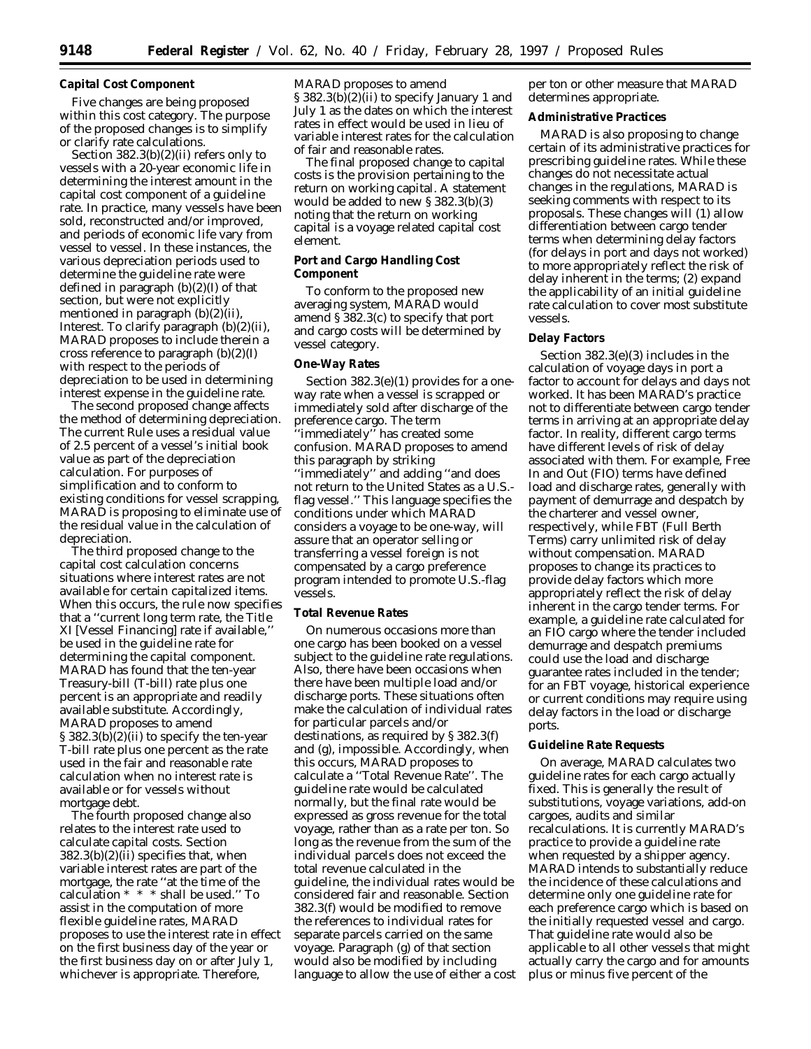**Capital Cost Component**

Five changes are being proposed within this cost category. The purpose of the proposed changes is to simplify or clarify rate calculations.

Section 382.3(b)(2)(ii) refers only to vessels with a 20-year economic life in determining the interest amount in the capital cost component of a guideline rate. In practice, many vessels have been sold, reconstructed and/or improved, and periods of economic life vary from vessel to vessel. In these instances, the various depreciation periods used to determine the guideline rate were defined in paragraph (b)(2)(I) of that section, but were not explicitly mentioned in paragraph (b)(2)(ii), Interest. To clarify paragraph (b)(2)(ii), MARAD proposes to include therein a cross reference to paragraph (b)(2)(I) with respect to the periods of depreciation to be used in determining interest expense in the guideline rate.

The second proposed change affects the method of determining depreciation. The current Rule uses a residual value of 2.5 percent of a vessel's initial book value as part of the depreciation calculation. For purposes of simplification and to conform to existing conditions for vessel scrapping, MARAD is proposing to eliminate use of the residual value in the calculation of depreciation.

The third proposed change to the capital cost calculation concerns situations where interest rates are not available for certain capitalized items. When this occurs, the rule now specifies that a ''current long term rate, the Title XI [Vessel Financing] rate if available,'' be used in the guideline rate for determining the capital component. MARAD has found that the ten-year Treasury-bill (T-bill) rate plus one percent is an appropriate and readily available substitute. Accordingly, MARAD proposes to amend § 382.3(b)(2)(ii) to specify the ten-year T-bill rate plus one percent as the rate used in the fair and reasonable rate calculation when no interest rate is available or for vessels without mortgage debt.

The fourth proposed change also relates to the interest rate used to calculate capital costs. Section 382.3(b)(2)(ii) specifies that, when variable interest rates are part of the mortgage, the rate ''at the time of the calculation * * * shall be used.'' To assist in the computation of more flexible guideline rates, MARAD proposes to use the interest rate in effect on the first business day of the year or the first business day on or after July 1, whichever is appropriate. Therefore, MARAD proposes to amend § 382.3(b)(2)(ii) to specify January 1 and July 1 as the dates on which the interest rates in effect would be used in lieu of variable interest rates for the calculation of fair and reasonable rates.

The final proposed change to capital costs is the provision pertaining to the return on working capital. A statement would be added to new § 382.3(b)(3) noting that the return on working capital is a voyage related capital cost element.

**Port and Cargo Handling Cost Component**

To conform to the proposed new averaging system, MARAD would amend § 382.3(c) to specify that port and cargo costs will be determined by vessel category.

**One-Way Rates**

Section 382.3(e)(1) provides for a one-way rate when a vessel is scrapped or immediately sold after discharge of the preference cargo. The term ''immediately'' has created some confusion. MARAD proposes to amend this paragraph by striking ''immediately'' and adding ''and does not return to the United States as a U.S.-flag vessel.'' This language specifies the conditions under which MARAD considers a voyage to be one-way, will assure that an operator selling or transferring a vessel foreign is not compensated by a cargo preference program intended to promote U.S.-flag vessels.

**Total Revenue Rates**

On numerous occasions more than one cargo has been booked on a vessel subject to the guideline rate regulations. Also, there have been occasions when there have been multiple load and/or discharge ports. These situations often make the calculation of individual rates for particular parcels and/or destinations, as required by § 382.3(f) and (g), impossible. Accordingly, when this occurs, MARAD proposes to calculate a ''Total Revenue Rate''. The guideline rate would be calculated normally, but the final rate would be expressed as gross revenue for the total voyage, rather than as a rate per ton. So long as the revenue from the sum of the individual parcels does not exceed the total revenue calculated in the guideline, the individual rates would be considered fair and reasonable. Section 382.3(f) would be modified to remove the references to individual rates for separate parcels carried on the same voyage. Paragraph (g) of that section would also be modified by including language to allow the use of either a cost per ton or other measure that MARAD determines appropriate.

**Administrative Practices**

MARAD is also proposing to change certain of its administrative practices for prescribing guideline rates. While these changes do not necessitate actual changes in the regulations, MARAD is seeking comments with respect to its proposals. These changes will (1) allow differentiation between cargo tender terms when determining delay factors (for delays in port and days not worked) to more appropriately reflect the risk of delay inherent in the terms; (2) expand the applicability of an initial guideline rate calculation to cover most substitute vessels.

**Delay Factors**

Section 382.3(e)(3) includes in the calculation of voyage days in port a factor to account for delays and days not worked. It has been MARAD's practice not to differentiate between cargo tender terms in arriving at an appropriate delay factor. In reality, different cargo terms have different levels of risk of delay associated with them. For example, Free In and Out (FIO) terms have defined load and discharge rates, generally with payment of demurrage and despatch by the charterer and vessel owner, respectively, while FBT (Full Berth Terms) carry unlimited risk of delay without compensation. MARAD proposes to change its practices to provide delay factors which more appropriately reflect the risk of delay inherent in the cargo tender terms. For example, a guideline rate calculated for an FIO cargo where the tender included demurrage and despatch premiums could use the load and discharge guarantee rates included in the tender; for an FBT voyage, historical experience or current conditions may require using delay factors in the load or discharge ports.

**Guideline Rate Requests**

On average, MARAD calculates two guideline rates for each cargo actually fixed. This is generally the result of substitutions, voyage variations, add-on cargoes, audits and similar recalculations. It is currently MARAD's practice to provide a guideline rate when requested by a shipper agency. MARAD intends to substantially reduce the incidence of these calculations and determine only one guideline rate for each preference cargo which is based on the initially requested vessel and cargo. That guideline rate would also be applicable to all other vessels that might actually carry the cargo and for amounts plus or minus five percent of the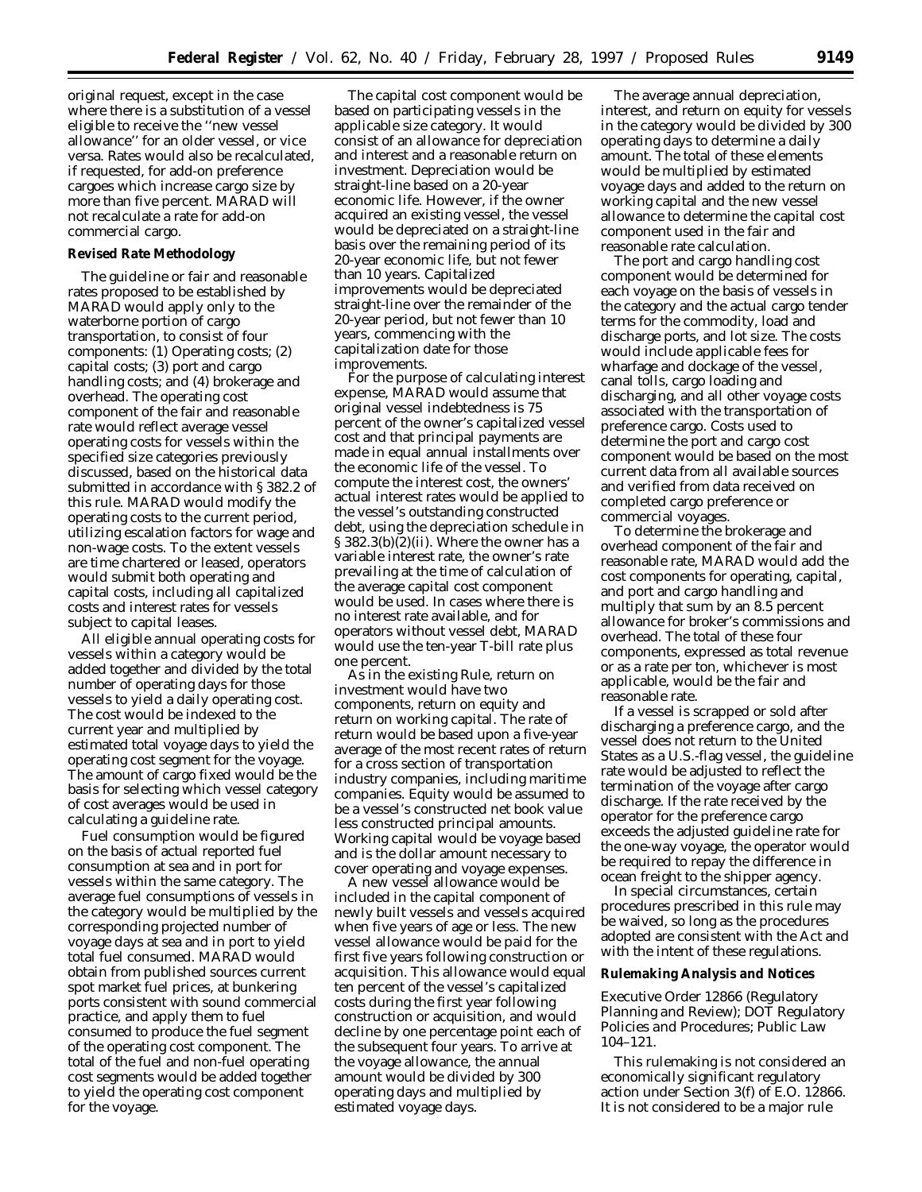original request, except in the case where there is a substitution of a vessel eligible to receive the ''new vessel allowance'' for an older vessel, or vice versa. Rates would also be recalculated, if requested, for add-on preference cargoes which increase cargo size by more than five percent. MARAD will not recalculate a rate for add-on commercial cargo.

**Revised Rate Methodology**

The guideline or fair and reasonable rates proposed to be established by MARAD would apply only to the waterborne portion of cargo transportation, to consist of four components: (1) Operating costs; (2) capital costs; (3) port and cargo handling costs; and (4) brokerage and overhead. The operating cost component of the fair and reasonable rate would reflect average vessel operating costs for vessels within the specified size categories previously discussed, based on the historical data submitted in accordance with § 382.2 of this rule. MARAD would modify the operating costs to the current period, utilizing escalation factors for wage and non-wage costs. To the extent vessels are time chartered or leased, operators would submit both operating and capital costs, including all capitalized costs and interest rates for vessels subject to capital leases.

All eligible annual operating costs for vessels within a category would be added together and divided by the total number of operating days for those vessels to yield a daily operating cost. The cost would be indexed to the current year and multiplied by estimated total voyage days to yield the operating cost segment for the voyage. The amount of cargo fixed would be the basis for selecting which vessel category of cost averages would be used in calculating a guideline rate.

Fuel consumption would be figured on the basis of actual reported fuel consumption at sea and in port for vessels within the same category. The average fuel consumptions of vessels in the category would be multiplied by the corresponding projected number of voyage days at sea and in port to yield total fuel consumed. MARAD would obtain from published sources current spot market fuel prices, at bunkering ports consistent with sound commercial practice, and apply them to fuel consumed to produce the fuel segment of the operating cost component. The total of the fuel and non-fuel operating cost segments would be added together to yield the operating cost component for the voyage.

The capital cost component would be based on participating vessels in the applicable size category. It would consist of an allowance for depreciation and interest and a reasonable return on investment. Depreciation would be straight-line based on a 20-year economic life. However, if the owner acquired an existing vessel, the vessel would be depreciated on a straight-line basis over the remaining period of its 20-year economic life, but not fewer than 10 years. Capitalized improvements would be depreciated straight-line over the remainder of the 20-year period, but not fewer than 10 years, commencing with the capitalization date for those improvements.

For the purpose of calculating interest expense, MARAD would assume that original vessel indebtedness is 75 percent of the owner's capitalized vessel cost and that principal payments are made in equal annual installments over the economic life of the vessel. To compute the interest cost, the owners' actual interest rates would be applied to the vessel's outstanding constructed debt, using the depreciation schedule in § 382.3(b)(2)(ii). Where the owner has a variable interest rate, the owner's rate prevailing at the time of calculation of the average capital cost component would be used. In cases where there is no interest rate available, and for operators without vessel debt, MARAD would use the ten-year T-bill rate plus one percent.

As in the existing Rule, return on investment would have two components, return on equity and return on working capital. The rate of return would be based upon a five-year average of the most recent rates of return for a cross section of transportation industry companies, including maritime companies. Equity would be assumed to be a vessel's constructed net book value less constructed principal amounts. Working capital would be voyage based and is the dollar amount necessary to cover operating and voyage expenses.

A new vessel allowance would be included in the capital component of newly built vessels and vessels acquired when five years of age or less. The new vessel allowance would be paid for the first five years following construction or acquisition. This allowance would equal ten percent of the vessel's capitalized costs during the first year following construction or acquisition, and would decline by one percentage point each of the subsequent four years. To arrive at the voyage allowance, the annual amount would be divided by 300 operating days and multiplied by estimated voyage days.

The average annual depreciation, interest, and return on equity for vessels in the category would be divided by 300 operating days to determine a daily amount. The total of these elements would be multiplied by estimated voyage days and added to the return on working capital and the new vessel allowance to determine the capital cost component used in the fair and reasonable rate calculation.

The port and cargo handling cost component would be determined for each voyage on the basis of vessels in the category and the actual cargo tender terms for the commodity, load and discharge ports, and lot size. The costs would include applicable fees for wharfage and dockage of the vessel, canal tolls, cargo loading and discharging, and all other voyage costs associated with the transportation of preference cargo. Costs used to determine the port and cargo cost component would be based on the most current data from all available sources and verified from data received on completed cargo preference or commercial voyages.

To determine the brokerage and overhead component of the fair and reasonable rate, MARAD would add the cost components for operating, capital, and port and cargo handling and multiply that sum by an 8.5 percent allowance for broker's commissions and overhead. The total of these four components, expressed as total revenue or as a rate per ton, whichever is most applicable, would be the fair and reasonable rate.

If a vessel is scrapped or sold after discharging a preference cargo, and the vessel does not return to the United States as a U.S.-flag vessel, the guideline rate would be adjusted to reflect the termination of the voyage after cargo discharge. If the rate received by the operator for the preference cargo exceeds the adjusted guideline rate for the one-way voyage, the operator would be required to repay the difference in ocean freight to the shipper agency.

In special circumstances, certain procedures prescribed in this rule may be waived, so long as the procedures adopted are consistent with the Act and with the intent of these regulations.

**Rulemaking Analysis and Notices**

*Executive Order 12866 (Regulatory Planning and Review); DOT Regulatory Policies and Procedures; Public Law 104–121.*

This rulemaking is not considered an economically significant regulatory action under Section 3(f) of E.O. 12866. It is not considered to be a major rule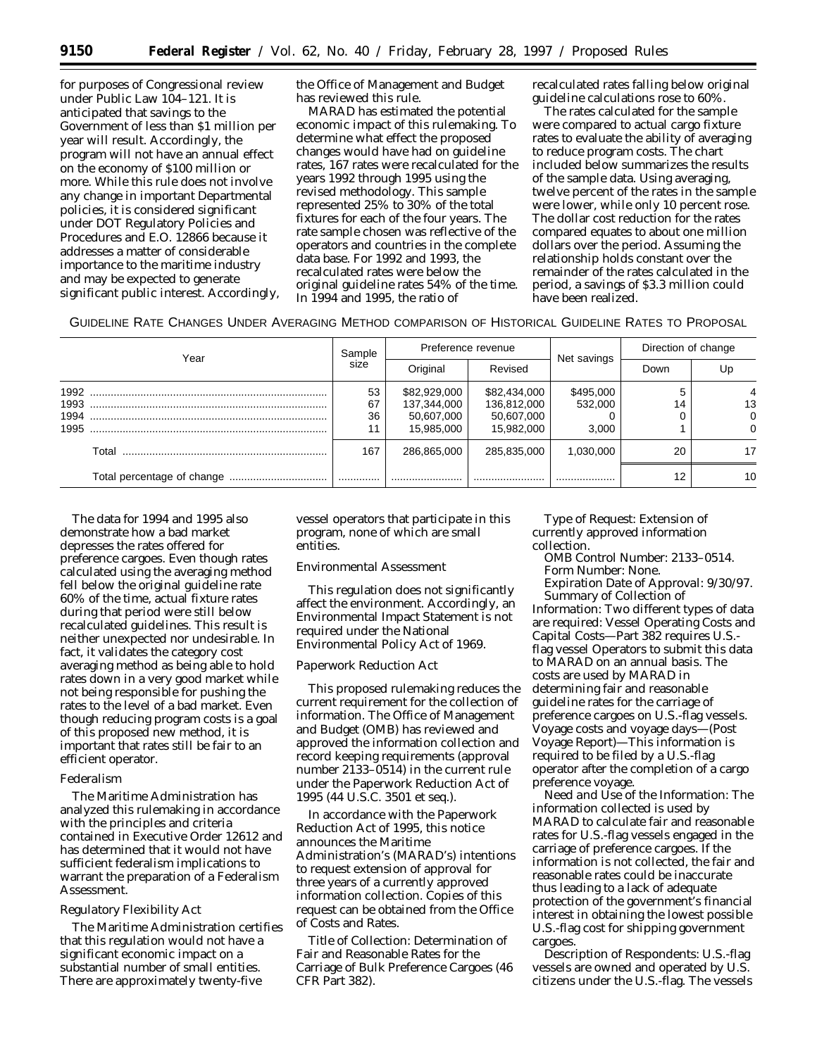for purposes of Congressional review under Public Law 104–121. It is anticipated that savings to the Government of less than $1 million per year will result. Accordingly, the program will not have an annual effect on the economy of $100 million or more. While this rule does not involve any change in important Departmental policies, it is considered significant under DOT Regulatory Policies and Procedures and E.O. 12866 because it addresses a matter of considerable importance to the maritime industry and may be expected to generate significant public interest. Accordingly, the Office of Management and Budget has reviewed this rule.

MARAD has estimated the potential economic impact of this rulemaking. To determine what effect the proposed changes would have had on guideline rates, 167 rates were recalculated for the years 1992 through 1995 using the revised methodology. This sample represented 25% to 30% of the total fixtures for each of the four years. The rate sample chosen was reflective of the operators and countries in the complete data base. For 1992 and 1993, the recalculated rates were below the original guideline rates 54% of the time. In 1994 and 1995, the ratio of recalculated rates falling below original guideline calculations rose to 60%.

The rates calculated for the sample were compared to actual cargo fixture rates to evaluate the ability of averaging to reduce program costs. The chart included below summarizes the results of the sample data. Using averaging, twelve percent of the rates in the sample were lower, while only 10 percent rose. The dollar cost reduction for the rates compared equates to about one million dollars over the period. Assuming the relationship holds constant over the remainder of the rates calculated in the period, a savings of $3.3 million could have been realized.

GUIDELINE RATE CHANGES UNDER AVERAGING METHOD COMPARISON OF HISTORICAL GUIDELINE RATES TO PROPOSAL

| Year | Sample size | Preference revenue | | Net savings | Direction of change | |
|---|---|---|---|---|---|---|
| | | Original | Revised | | Down | Up |
| 1992 | 53 | $82,929,000 | $82,434,000 | $495,000 | 5 | 4 |
| 1993 | 67 | 137,344,000 | 136,812,000 | 532,000 | 14 | 13 |
| 1994 | 36 | 50,607,000 | 50,607,000 | 0 | 0 | 0 |
| 1995 | 11 | 15,985,000 | 15,982,000 | 3,000 | 1 | 0 |
| Total | 167 | 286,865,000 | 285,835,000 | 1,030,000 | 20 | 17 |
| Total percentage of change | | | | | 12 | 10 |

The data for 1994 and 1995 also demonstrate how a bad market depresses the rates offered for preference cargoes. Even though rates calculated using the averaging method fell below the original guideline rate 60% of the time, actual fixture rates during that period were still below recalculated guidelines. This result is neither unexpected nor undesirable. In fact, it validates the category cost averaging method as being able to hold rates down in a very good market while not being responsible for pushing the rates to the level of a bad market. Even though reducing program costs is a goal of this proposed new method, it is important that rates still be fair to an efficient operator.

*Federalism*

The Maritime Administration has analyzed this rulemaking in accordance with the principles and criteria contained in Executive Order 12612 and has determined that it would not have sufficient federalism implications to warrant the preparation of a Federalism Assessment.

*Regulatory Flexibility Act*

The Maritime Administration certifies that this regulation would not have a significant economic impact on a substantial number of small entities. There are approximately twenty-five vessel operators that participate in this program, none of which are small entities.

*Environmental Assessment*

This regulation does not significantly affect the environment. Accordingly, an Environmental Impact Statement is not required under the National Environmental Policy Act of 1969.

*Paperwork Reduction Act*

This proposed rulemaking reduces the current requirement for the collection of information. The Office of Management and Budget (OMB) has reviewed and approved the information collection and record keeping requirements (approval number 2133–0514) in the current rule under the Paperwork Reduction Act of 1995 (44 U.S.C. 3501 et seq.).

In accordance with the Paperwork Reduction Act of 1995, this notice announces the Maritime Administration's (MARAD's) intentions to request extension of approval for three years of a currently approved information collection. Copies of this request can be obtained from the Office of Costs and Rates.

*Title of Collection:* Determination of Fair and Reasonable Rates for the Carriage of Bulk Preference Cargoes (46 CFR Part 382).

*Type of Request:* Extension of currently approved information collection.

*OMB Control Number:* 2133–0514.

*Form Number:* None.

*Expiration Date of Approval:* 9/30/97.

*Summary of Collection of Information:* Two different types of data are required: Vessel Operating Costs and Capital Costs—Part 382 requires U.S.-flag vessel Operators to submit this data to MARAD on an annual basis. The costs are used by MARAD in determining fair and reasonable guideline rates for the carriage of preference cargoes on U.S.-flag vessels. Voyage costs and voyage days—(Post Voyage Report)—This information is required to be filed by a U.S.-flag operator after the completion of a cargo preference voyage.

*Need and Use of the Information:* The information collected is used by MARAD to calculate fair and reasonable rates for U.S.-flag vessels engaged in the carriage of preference cargoes. If the information is not collected, the fair and reasonable rates could be inaccurate thus leading to a lack of adequate protection of the government's financial interest in obtaining the lowest possible U.S.-flag cost for shipping government cargoes.

*Description of Respondents:* U.S.-flag vessels are owned and operated by U.S. citizens under the U.S.-flag. The vessels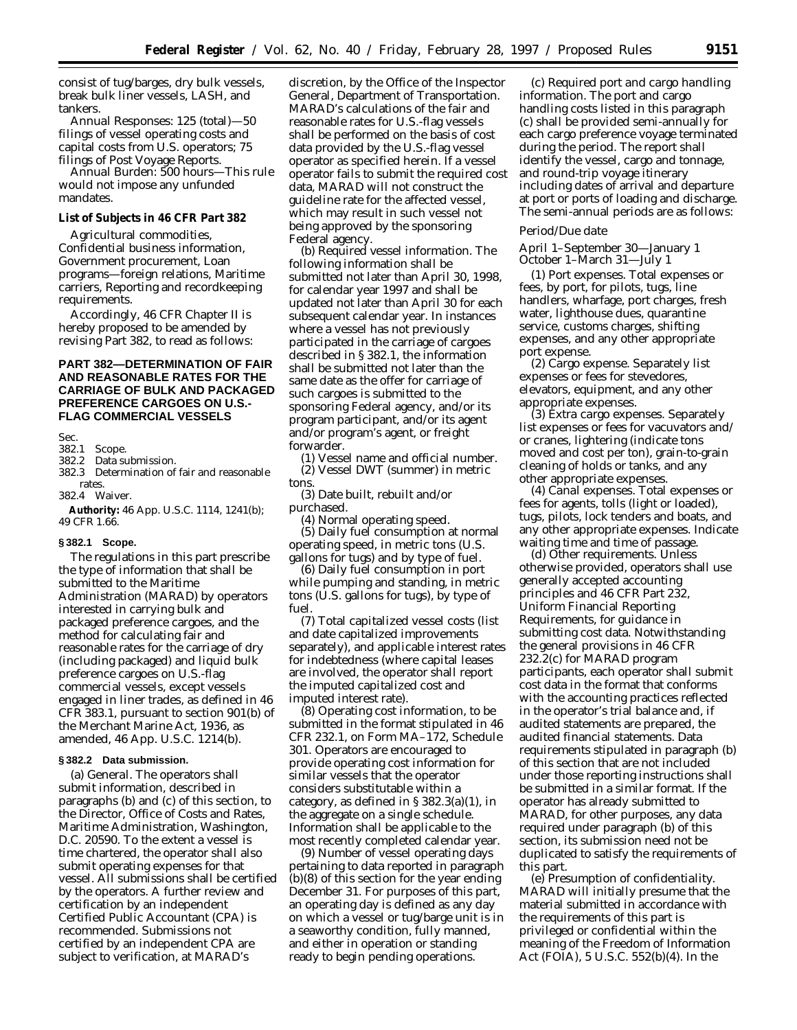consist of tug/barges, dry bulk vessels, break bulk liner vessels, LASH, and tankers.

Annual Responses: 125 (total)—50 filings of vessel operating costs and capital costs from U.S. operators; 75 filings of Post Voyage Reports.

Annual Burden: 500 hours—This rule would not impose any unfunded mandates.

**List of Subjects in 46 CFR Part 382**

Agricultural commodities, Confidential business information, Government procurement, Loan programs—foreign relations, Maritime carriers, Reporting and recordkeeping requirements.

Accordingly, 46 CFR Chapter II is hereby proposed to be amended by revising Part 382, to read as follows:

## PART 382—DETERMINATION OF FAIR AND REASONABLE RATES FOR THE CARRIAGE OF BULK AND PACKAGED PREFERENCE CARGOES ON U.S.-FLAG COMMERCIAL VESSELS

Sec.
382.1 Scope.
382.2 Data submission.
382.3 Determination of fair and reasonable rates.
382.4 Waiver.

**Authority:** 46 App. U.S.C. 1114, 1241(b); 49 CFR 1.66.

### § 382.1 Scope.

The regulations in this part prescribe the type of information that shall be submitted to the Maritime Administration (MARAD) by operators interested in carrying bulk and packaged preference cargoes, and the method for calculating fair and reasonable rates for the carriage of dry (including packaged) and liquid bulk preference cargoes on U.S.-flag commercial vessels, except vessels engaged in liner trades, as defined in 46 CFR 383.1, pursuant to section 901(b) of the Merchant Marine Act, 1936, as amended, 46 App. U.S.C. 1214(b).

### § 382.2 Data submission.

(a) *General.* The operators shall submit information, described in paragraphs (b) and (c) of this section, to the Director, Office of Costs and Rates, Maritime Administration, Washington, D.C. 20590. To the extent a vessel is time chartered, the operator shall also submit operating expenses for that vessel. All submissions shall be certified by the operators. A further review and certification by an independent Certified Public Accountant (CPA) is recommended. Submissions not certified by an independent CPA are subject to verification, at MARAD's discretion, by the Office of the Inspector General, Department of Transportation. MARAD's calculations of the fair and reasonable rates for U.S.-flag vessels shall be performed on the basis of cost data provided by the U.S.-flag vessel operator as specified herein. If a vessel operator fails to submit the required cost data, MARAD will not construct the guideline rate for the affected vessel, which may result in such vessel not being approved by the sponsoring Federal agency.

(b) *Required vessel information.* The following information shall be submitted not later than April 30, 1998, for calendar year 1997 and shall be updated not later than April 30 for each subsequent calendar year. In instances where a vessel has not previously participated in the carriage of cargoes described in § 382.1, the information shall be submitted not later than the same date as the offer for carriage of such cargoes is submitted to the sponsoring Federal agency, and/or its program participant, and/or its agent and/or program's agent, or freight forwarder.

(1) Vessel name and official number.

(2) Vessel DWT (summer) in metric tons.

(3) Date built, rebuilt and/or purchased.

(4) Normal operating speed.

(5) Daily fuel consumption at normal operating speed, in metric tons (U.S. gallons for tugs) and by type of fuel.

(6) Daily fuel consumption in port while pumping and standing, in metric tons (U.S. gallons for tugs), by type of fuel.

(7) Total capitalized vessel costs (list and date capitalized improvements separately), and applicable interest rates for indebtedness (where capital leases are involved, the operator shall report the imputed capitalized cost and imputed interest rate).

(8) Operating cost information, to be submitted in the format stipulated in 46 CFR 232.1, on Form MA–172, Schedule 301. Operators are encouraged to provide operating cost information for similar vessels that the operator considers substitutable within a category, as defined in § 382.3(a)(1), in the aggregate on a single schedule. Information shall be applicable to the most recently completed calendar year.

(9) Number of vessel operating days pertaining to data reported in paragraph (b)(8) of this section for the year ending December 31. For purposes of this part, an operating day is defined as any day on which a vessel or tug/barge unit is in a seaworthy condition, fully manned, and either in operation or standing ready to begin pending operations.

(c) *Required port and cargo handling information.* The port and cargo handling costs listed in this paragraph (c) shall be provided semi-annually for each cargo preference voyage terminated during the period. The report shall identify the vessel, cargo and tonnage, and round-trip voyage itinerary including dates of arrival and departure at port or ports of loading and discharge. The semi-annual periods are as follows:

| Period | Due date |
|---|---|
| April 1–September 30 | January 1 |
| October 1–March 31 | July 1 |

(1) *Port expenses.* Total expenses or fees, by port, for pilots, tugs, line handlers, wharfage, port charges, fresh water, lighthouse dues, quarantine service, customs charges, shifting expenses, and any other appropriate port expense.

(2) *Cargo expense.* Separately list expenses or fees for stevedores, elevators, equipment, and any other appropriate expenses.

(3) *Extra cargo expenses.* Separately list expenses or fees for vacuvators and/or cranes, lightering (indicate tons moved and cost per ton), grain-to-grain cleaning of holds or tanks, and any other appropriate expenses.

(4) *Canal expenses.* Total expenses or fees for agents, tolls (light or loaded), tugs, pilots, lock tenders and boats, and any other appropriate expenses. Indicate waiting time and time of passage.

(d) *Other requirements.* Unless otherwise provided, operators shall use generally accepted accounting principles and 46 CFR Part 232, Uniform Financial Reporting Requirements, for guidance in submitting cost data. Notwithstanding the general provisions in 46 CFR 232.2(c) for MARAD program participants, each operator shall submit cost data in the format that conforms with the accounting practices reflected in the operator's trial balance and, if audited statements are prepared, the audited financial statements. Data requirements stipulated in paragraph (b) of this section that are not included under those reporting instructions shall be submitted in a similar format. If the operator has already submitted to MARAD, for other purposes, any data required under paragraph (b) of this section, its submission need not be duplicated to satisfy the requirements of this part.

(e) *Presumption of confidentiality.* MARAD will initially presume that the material submitted in accordance with the requirements of this part is privileged or confidential within the meaning of the Freedom of Information Act (FOIA), 5 U.S.C. 552(b)(4). In the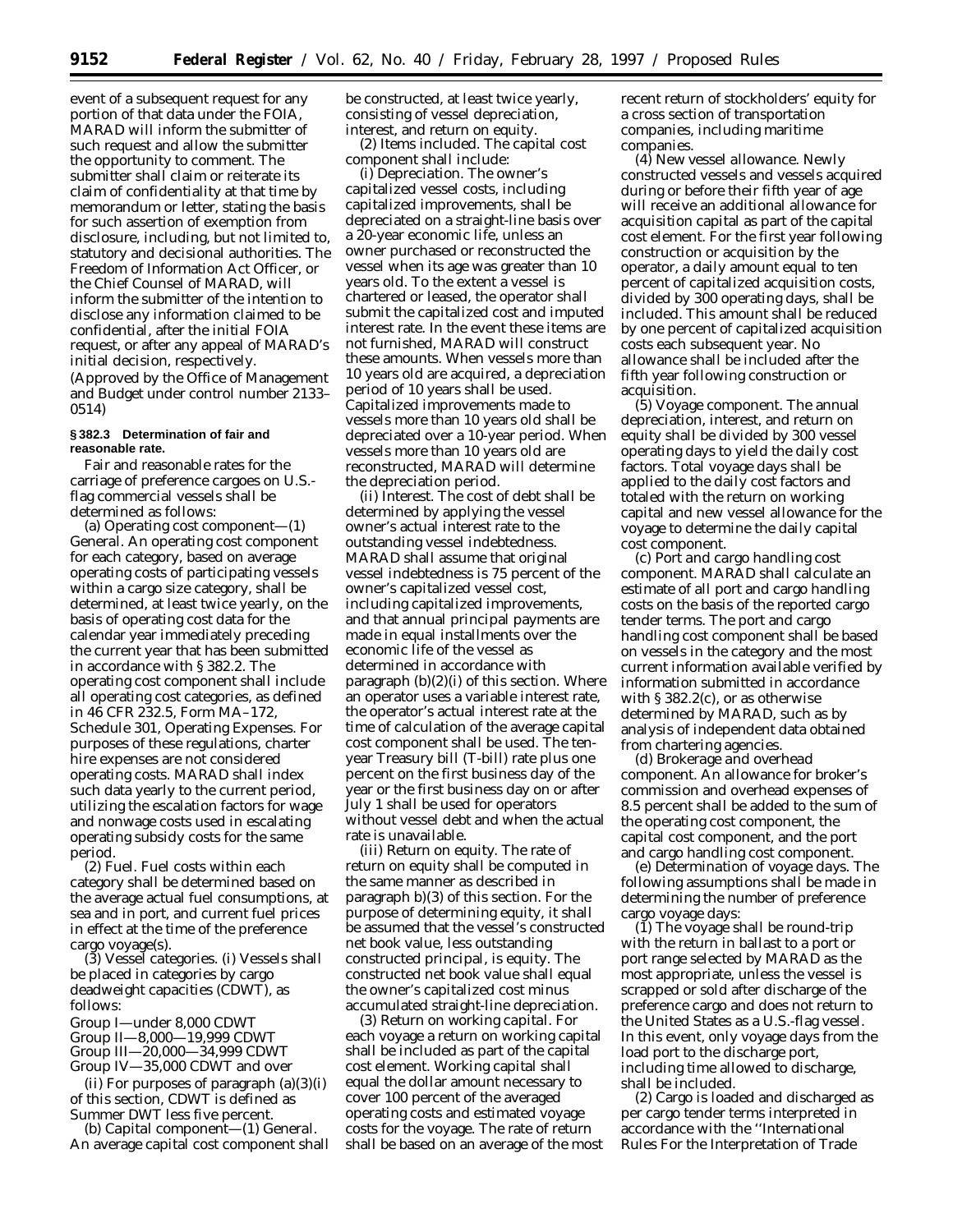event of a subsequent request for any portion of that data under the FOIA, MARAD will inform the submitter of such request and allow the submitter the opportunity to comment. The submitter shall claim or reiterate its claim of confidentiality at that time by memorandum or letter, stating the basis for such assertion of exemption from disclosure, including, but not limited to, statutory and decisional authorities. The Freedom of Information Act Officer, or the Chief Counsel of MARAD, will inform the submitter of the intention to disclose any information claimed to be confidential, after the initial FOIA request, or after any appeal of MARAD's initial decision, respectively.

(Approved by the Office of Management and Budget under control number 2133–0514)

**§ 382.3 Determination of fair and reasonable rate.**

Fair and reasonable rates for the carriage of preference cargoes on U.S.-flag commercial vessels shall be determined as follows:

(a) *Operating cost component*—(1) *General.* An operating cost component for each category, based on average operating costs of participating vessels within a cargo size category, shall be determined, at least twice yearly, on the basis of operating cost data for the calendar year immediately preceding the current year that has been submitted in accordance with § 382.2. The operating cost component shall include all operating cost categories, as defined in 46 CFR 232.5, Form MA–172, Schedule 301, Operating Expenses. For purposes of these regulations, charter hire expenses are not considered operating costs. MARAD shall index such data yearly to the current period, utilizing the escalation factors for wage and nonwage costs used in escalating operating subsidy costs for the same period.

(2) *Fuel.* Fuel costs within each category shall be determined based on the average actual fuel consumptions, at sea and in port, and current fuel prices in effect at the time of the preference cargo voyage(s).

(3) *Vessel categories.* (i) Vessels shall be placed in categories by cargo deadweight capacities (CDWT), as follows:

Group I—under 8,000 CDWT
Group II—8,000—19,999 CDWT
Group III—20,000—34,999 CDWT
Group IV—35,000 CDWT and over

(ii) For purposes of paragraph (a)(3)(i) of this section, CDWT is defined as Summer DWT less five percent.

(b) *Capital component*—(1) *General.* An average capital cost component shall be constructed, at least twice yearly, consisting of vessel depreciation, interest, and return on equity.

(2) *Items included.* The capital cost component shall include:

(i) *Depreciation.* The owner's capitalized vessel costs, including capitalized improvements, shall be depreciated on a straight-line basis over a 20-year economic life, unless an owner purchased or reconstructed the vessel when its age was greater than 10 years old. To the extent a vessel is chartered or leased, the operator shall submit the capitalized cost and imputed interest rate. In the event these items are not furnished, MARAD will construct these amounts. When vessels more than 10 years old are acquired, a depreciation period of 10 years shall be used. Capitalized improvements made to vessels more than 10 years old shall be depreciated over a 10-year period. When vessels more than 10 years old are reconstructed, MARAD will determine the depreciation period.

(ii) *Interest.* The cost of debt shall be determined by applying the vessel owner's actual interest rate to the outstanding vessel indebtedness. MARAD shall assume that original vessel indebtedness is 75 percent of the owner's capitalized vessel cost, including capitalized improvements, and that annual principal payments are made in equal installments over the economic life of the vessel as determined in accordance with paragraph (b)(2)(i) of this section. Where an operator uses a variable interest rate, the operator's actual interest rate at the time of calculation of the average capital cost component shall be used. The ten-year Treasury bill (T-bill) rate plus one percent on the first business day of the year or the first business day on or after July 1 shall be used for operators without vessel debt and when the actual rate is unavailable.

(iii) *Return on equity.* The rate of return on equity shall be computed in the same manner as described in paragraph b)(3) of this section. For the purpose of determining equity, it shall be assumed that the vessel's constructed net book value, less outstanding constructed principal, is equity. The constructed net book value shall equal the owner's capitalized cost minus accumulated straight-line depreciation.

(3) *Return on working capital.* For each voyage a return on working capital shall be included as part of the capital cost element. Working capital shall equal the dollar amount necessary to cover 100 percent of the averaged operating costs and estimated voyage costs for the voyage. The rate of return shall be based on an average of the most recent return of stockholders' equity for a cross section of transportation companies, including maritime companies.

(4) *New vessel allowance.* Newly constructed vessels and vessels acquired during or before their fifth year of age will receive an additional allowance for acquisition capital as part of the capital cost element. For the first year following construction or acquisition by the operator, a daily amount equal to ten percent of capitalized acquisition costs, divided by 300 operating days, shall be included. This amount shall be reduced by one percent of capitalized acquisition costs each subsequent year. No allowance shall be included after the fifth year following construction or acquisition.

(5) *Voyage component.* The annual depreciation, interest, and return on equity shall be divided by 300 vessel operating days to yield the daily cost factors. Total voyage days shall be applied to the daily cost factors and totaled with the return on working capital and new vessel allowance for the voyage to determine the daily capital cost component.

(c) *Port and cargo handling cost component.* MARAD shall calculate an estimate of all port and cargo handling costs on the basis of the reported cargo tender terms. The port and cargo handling cost component shall be based on vessels in the category and the most current information available verified by information submitted in accordance with § 382.2(c), or as otherwise determined by MARAD, such as by analysis of independent data obtained from chartering agencies.

(d) *Brokerage and overhead component.* An allowance for broker's commission and overhead expenses of 8.5 percent shall be added to the sum of the operating cost component, the capital cost component, and the port and cargo handling cost component.

(e) *Determination of voyage days.* The following assumptions shall be made in determining the number of preference cargo voyage days:

(1) The voyage shall be round-trip with the return in ballast to a port or port range selected by MARAD as the most appropriate, unless the vessel is scrapped or sold after discharge of the preference cargo and does not return to the United States as a U.S.-flag vessel. In this event, only voyage days from the load port to the discharge port, including time allowed to discharge, shall be included.

(2) Cargo is loaded and discharged as per cargo tender terms interpreted in accordance with the ''International Rules For the Interpretation of Trade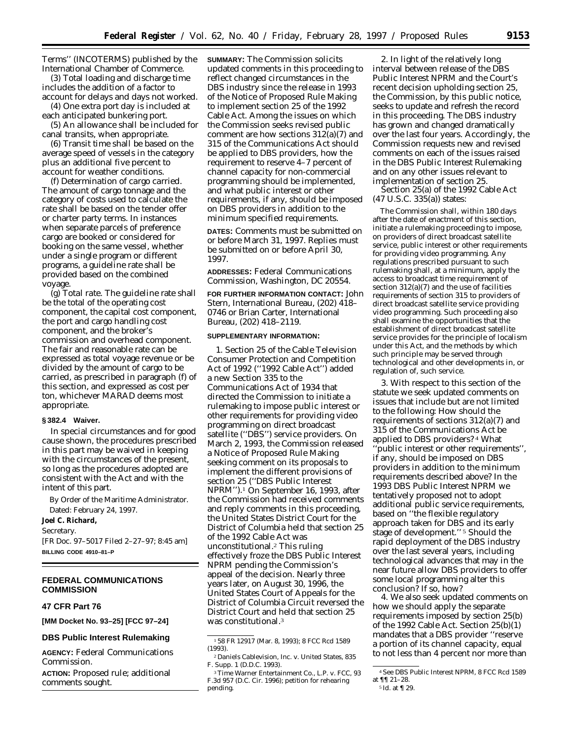Terms'' (INCOTERMS) published by the International Chamber of Commerce.

(3) Total loading and discharge time includes the addition of a factor to account for delays and days not worked.

(4) One extra port day is included at each anticipated bunkering port.

(5) An allowance shall be included for canal transits, when appropriate.

(6) Transit time shall be based on the average speed of vessels in the category plus an additional five percent to account for weather conditions.

(f) *Determination of cargo carried.* The amount of cargo tonnage and the category of costs used to calculate the rate shall be based on the tender offer or charter party terms. In instances when separate parcels of preference cargo are booked or considered for booking on the same vessel, whether under a single program or different programs, a guideline rate shall be provided based on the combined voyage.

(g) *Total rate.* The guideline rate shall be the total of the operating cost component, the capital cost component, the port and cargo handling cost component, and the broker's commission and overhead component. The fair and reasonable rate can be expressed as total voyage revenue or be divided by the amount of cargo to be carried, as prescribed in paragraph (f) of this section, and expressed as cost per ton, whichever MARAD deems most appropriate.

**§ 382.4 Waiver.**

In special circumstances and for good cause shown, the procedures prescribed in this part may be waived in keeping with the circumstances of the present, so long as the procedures adopted are consistent with the Act and with the intent of this part.

By Order of the Maritime Administrator.

Dated: February 24, 1997.

**Joel C. Richard,**

*Secretary.*

[FR Doc. 97–5017 Filed 2–27–97; 8:45 am]

**BILLING CODE 4910–81–P**

## FEDERAL COMMUNICATIONS COMMISSION

### 47 CFR Part 76

**[MM Docket No. 93–25] [FCC 97–24]**

### DBS Public Interest Rulemaking

**AGENCY:** Federal Communications Commission.

**ACTION:** Proposed rule; additional comments sought.

**SUMMARY:** The Commission solicits updated comments in this proceeding to reflect changed circumstances in the DBS industry since the release in 1993 of the Notice of Proposed Rule Making to implement section 25 of the 1992 Cable Act. Among the issues on which the Commission seeks revised public comment are how sections 312(a)(7) and 315 of the Communications Act should be applied to DBS providers, how the requirement to reserve 4–7 percent of channel capacity for non-commercial programming should be implemented, and what public interest or other requirements, if any, should be imposed on DBS providers in addition to the minimum specified requirements.

**DATES:** Comments must be submitted on or before March 31, 1997. Replies must be submitted on or before April 30, 1997.

**ADDRESSES:** Federal Communications Commission, Washington, DC 20554.

**FOR FURTHER INFORMATION CONTACT:** John Stern, International Bureau, (202) 418–0746 or Brian Carter, International Bureau, (202) 418–2119.

**SUPPLEMENTARY INFORMATION:**

1. Section 25 of the Cable Television Consumer Protection and Competition Act of 1992 (''1992 Cable Act'') added a new Section 335 to the Communications Act of 1934 that directed the Commission to initiate a rulemaking to impose public interest or other requirements for providing video programming on direct broadcast satellite (''DBS'') service providers. On March 2, 1993, the Commission released a Notice of Proposed Rule Making seeking comment on its proposals to implement the different provisions of section 25 (''DBS Public Interest NPRM'').[1] On September 16, 1993, after the Commission had received comments and reply comments in this proceeding, the United States District Court for the District of Columbia held that section 25 of the 1992 Cable Act was unconstitutional.[2] This ruling effectively froze the DBS Public Interest NPRM pending the Commission's appeal of the decision. Nearly three years later, on August 30, 1996, the United States Court of Appeals for the District of Columbia Circuit reversed the District Court and held that section 25 was constitutional.[3]

2. In light of the relatively long interval between release of the DBS Public Interest NPRM and the Court's recent decision upholding section 25, the Commission, by this public notice, seeks to update and refresh the record in this proceeding. The DBS industry has grown and changed dramatically over the last four years. Accordingly, the Commission requests new and revised comments on each of the issues raised in the DBS Public Interest Rulemaking and on any other issues relevant to implementation of section 25.

Section 25(a) of the 1992 Cable Act (47 U.S.C. 335(a)) states:

> The Commission shall, within 180 days after the date of enactment of this section, initiate a rulemaking proceeding to impose, on providers of direct broadcast satellite service, public interest or other requirements for providing video programming. Any regulations prescribed pursuant to such rulemaking shall, at a minimum, apply the access to broadcast time requirement of section 312(a)(7) and the use of facilities requirements of section 315 to providers of direct broadcast satellite service providing video programming. Such proceeding also shall examine the opportunities that the establishment of direct broadcast satellite service provides for the principle of localism under this Act, and the methods by which such principle may be served through technological and other developments in, or regulation of, such service.

3. With respect to this section of the statute we seek updated comments on issues that include but are not limited to the following: How should the requirements of sections 312(a)(7) and 315 of the Communications Act be applied to DBS providers?[4] What ''public interest or other requirements'', if any, should be imposed on DBS providers in addition to the minimum requirements described above? In the 1993 DBS Public Interest NPRM we tentatively proposed not to adopt additional public service requirements, based on ''the flexible regulatory approach taken for DBS and its early stage of development.''[5] Should the rapid deployment of the DBS industry over the last several years, including technological advances that may in the near future allow DBS providers to offer some local programming alter this conclusion? If so, how?

4. We also seek updated comments on how we should apply the separate requirements imposed by section 25(b) of the 1992 Cable Act. Section 25(b)(1) mandates that a DBS provider ''reserve a portion of its channel capacity, equal to not less than 4 percent nor more than

---

[1] 58 FR 12917 (Mar. 8, 1993); 8 FCC Rcd 1589 (1993).

[2] Daniels Cablevision, Inc. v. United States, 835 F. Supp. 1 (D.D.C. 1993).

[3] Time Warner Entertainment Co., L.P. v. FCC, 93 F.3d 957 (D.C. Cir. 1996); petition for rehearing pending.

[4] See DBS Public Interest NPRM, 8 FCC Rcd 1589 at ¶¶ 21–28.

[5] Id. at ¶ 29.